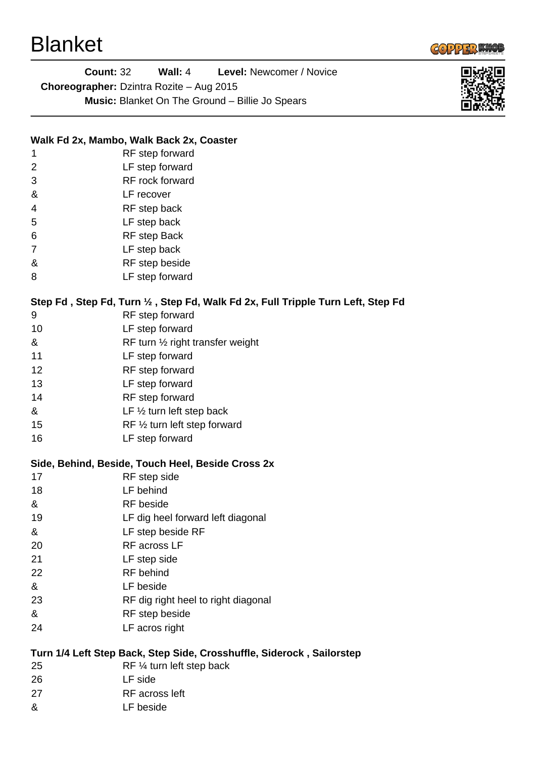# Blanket

**Count:** 32 **Wall:** 4 **Level:** Newcomer / Novice
**Choreographer:** Dzintra Rozite – Aug 2015
**Music:** Blanket On The Ground – Billie Jo Spears

**Walk Fd 2x, Mambo, Walk Back 2x, Coaster**

| | |
|---|---|
| 1 | RF step forward |
| 2 | LF step forward |
| 3 | RF rock forward |
| & | LF recover |
| 4 | RF step back |
| 5 | LF step back |
| 6 | RF step Back |
| 7 | LF step back |
| & | RF step beside |
| 8 | LF step forward |

**Step Fd , Step Fd, Turn ½ , Step Fd, Walk Fd 2x, Full Tripple Turn Left, Step Fd**

| | |
|---|---|
| 9 | RF step forward |
| 10 | LF step forward |
| & | RF turn ½ right transfer weight |
| 11 | LF step forward |
| 12 | RF step forward |
| 13 | LF step forward |
| 14 | RF step forward |
| & | LF ½ turn left step back |
| 15 | RF ½ turn left step forward |
| 16 | LF step forward |

**Side, Behind, Beside, Touch Heel, Beside Cross 2x**

| | |
|---|---|
| 17 | RF step side |
| 18 | LF behind |
| & | RF beside |
| 19 | LF dig heel forward left diagonal |
| & | LF step beside RF |
| 20 | RF across LF |
| 21 | LF step side |
| 22 | RF behind |
| & | LF beside |
| 23 | RF dig right heel to right diagonal |
| & | RF step beside |
| 24 | LF acros right |

**Turn 1/4 Left Step Back, Step Side, Crosshuffle, Siderock , Sailorstep**

| | |
|---|---|
| 25 | RF ¼ turn left step back |
| 26 | LF side |
| 27 | RF across left |
| & | LF beside |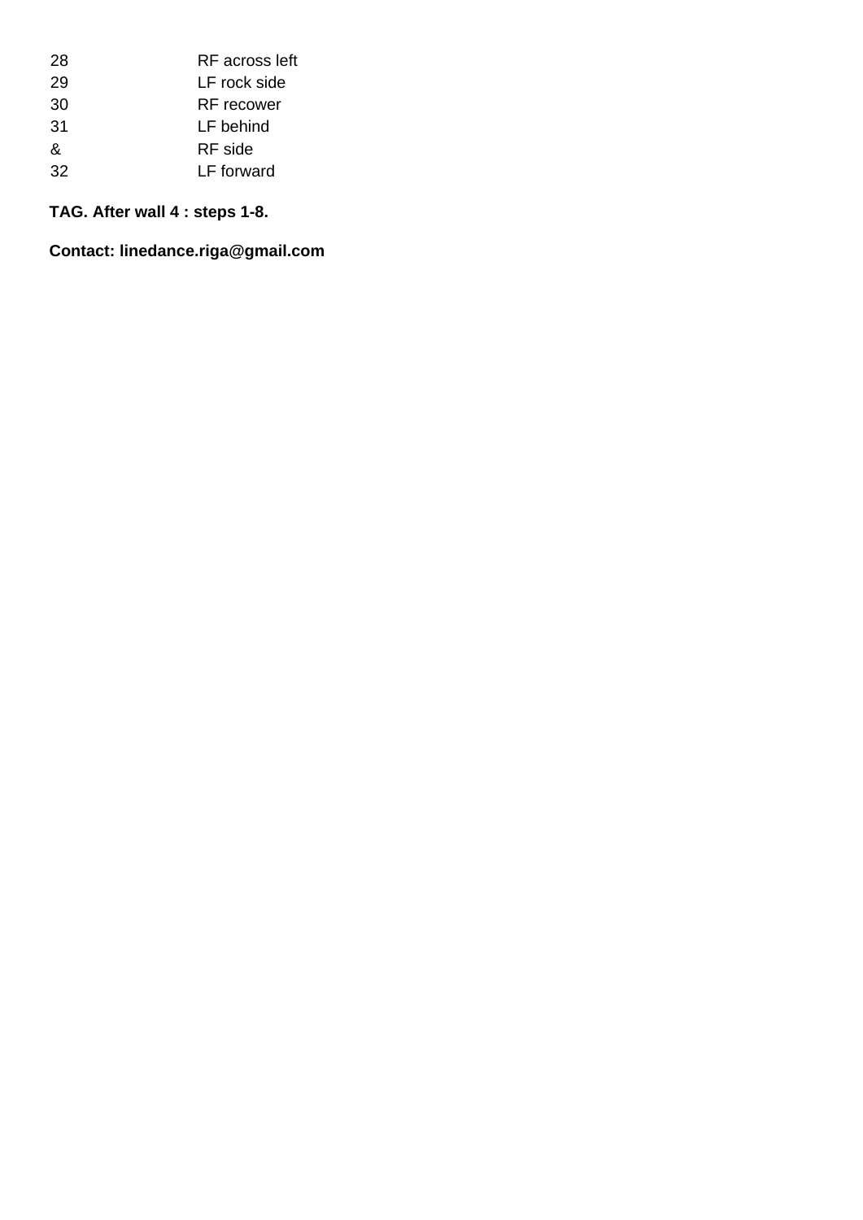| | |
|---|---|
| 28 | RF across left |
| 29 | LF rock side |
| 30 | RF recower |
| 31 | LF behind |
| & | RF side |
| 32 | LF forward |

**TAG. After wall 4 : steps 1-8.**

**Contact: linedance.riga@gmail.com**